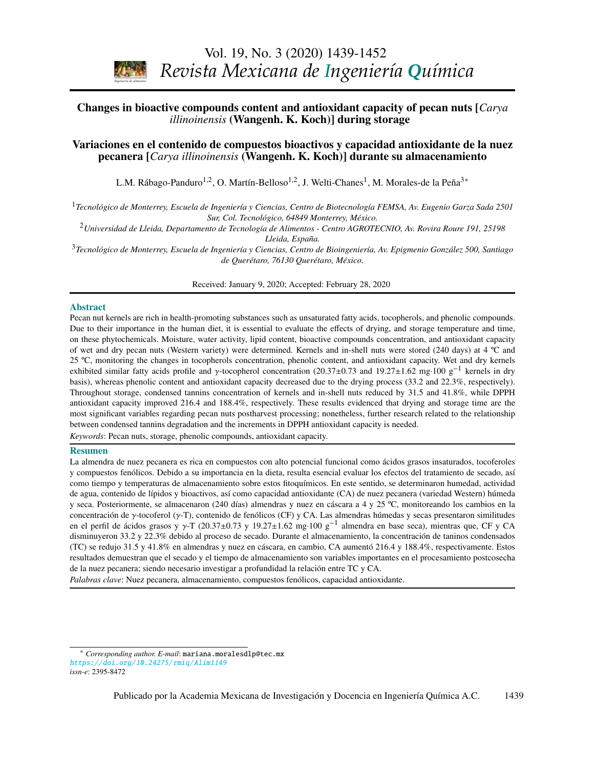# Changes in bioactive compounds content and antioxidant capacity of pecan nuts [*Carya illinoinensis* (Wangenh. K. Koch)] during storage

# Variaciones en el contenido de compuestos bioactivos y capacidad antioxidante de la nuez pecanera [*Carya illinoinensis* (Wangenh. K. Koch)] durante su almacenamiento

L.M. Rábago-Panduro[1,2], O. Martín-Belloso[1,2], J. Welti-Chanes[1], M. Morales-de la Peña[3*]

[1] *Tecnológico de Monterrey, Escuela de Ingeniería y Ciencias, Centro de Biotecnología FEMSA, Av. Eugenio Garza Sada 2501 Sur, Col. Tecnológico, 64849 Monterrey, México.*

[2] *Universidad de Lleida, Departamento de Tecnología de Alimentos - Centro AGROTECNIO, Av. Rovira Roure 191, 25198 Lleida, España.*

[3] *Tecnológico de Monterrey, Escuela de Ingeniería y Ciencias, Centro de Bioingeniería, Av. Epigmenio González 500, Santiago de Querétaro, 76130 Querétaro, México.*

Received: January 9, 2020; Accepted: February 28, 2020

## Abstract

Pecan nut kernels are rich in health-promoting substances such as unsaturated fatty acids, tocopherols, and phenolic compounds. Due to their importance in the human diet, it is essential to evaluate the effects of drying, and storage temperature and time, on these phytochemicals. Moisture, water activity, lipid content, bioactive compounds concentration, and antioxidant capacity of wet and dry pecan nuts (Western variety) were determined. Kernels and in-shell nuts were stored (240 days) at 4 ºC and 25 ºC, monitoring the changes in tocopherols concentration, phenolic content, and antioxidant capacity. Wet and dry kernels exhibited similar fatty acids profile and $\gamma$-tocopherol concentration ($20.37\pm0.73$ and $19.27\pm1.62$ mg$\cdot$100 g$^{-1}$ kernels in dry basis), whereas phenolic content and antioxidant capacity decreased due to the drying process (33.2 and 22.3%, respectively). Throughout storage, condensed tannins concentration of kernels and in-shell nuts reduced by 31.5 and 41.8%, while DPPH antioxidant capacity improved 216.4 and 188.4%, respectively. These results evidenced that drying and storage time are the most significant variables regarding pecan nuts postharvest processing; nonetheless, further research related to the relationship between condensed tannins degradation and the increments in DPPH antioxidant capacity is needed.

*Keywords*: Pecan nuts, storage, phenolic compounds, antioxidant capacity.

## Resumen

La almendra de nuez pecanera es rica en compuestos con alto potencial funcional como ácidos grasos insaturados, tocoferoles y compuestos fenólicos. Debido a su importancia en la dieta, resulta esencial evaluar los efectos del tratamiento de secado, así como tiempo y temperaturas de almacenamiento sobre estos fitoquímicos. En este sentido, se determinaron humedad, actividad de agua, contenido de lípidos y bioactivos, así como capacidad antioxidante (CA) de nuez pecanera (variedad Western) húmeda y seca. Posteriormente, se almacenaron (240 días) almendras y nuez en cáscara a 4 y 25 ºC, monitoreando los cambios en la concentración de $\gamma$-tocoferol ($\gamma$-T), contenido de fenólicos (CF) y CA. Las almendras húmedas y secas presentaron similitudes en el perfil de ácidos grasos y $\gamma$-T ($20.37\pm0.73$ y $19.27\pm1.62$ mg$\cdot$100 g$^{-1}$ almendra en base seca), mientras que, CF y CA disminuyeron 33.2 y 22.3% debido al proceso de secado. Durante el almacenamiento, la concentración de taninos condensados (TC) se redujo 31.5 y 41.8% en almendras y nuez en cáscara, en cambio, CA aumentó 216.4 y 188.4%, respectivamente. Estos resultados demuestran que el secado y el tiempo de almacenamiento son variables importantes en el procesamiento postcosecha de la nuez pecanera; siendo necesario investigar a profundidad la relación entre TC y CA.

*Palabras clave*: Nuez pecanera, almacenamiento, compuestos fenólicos, capacidad antioxidante.

---

\* *Corresponding author. E-mail*: mariana.moralesdlp@tec.mx
*https://doi.org/10.24275/rmiq/Alim1149*
*issn-e*: 2395-8472

Publicado por la Academia Mexicana de Investigación y Docencia en Ingeniería Química A.C.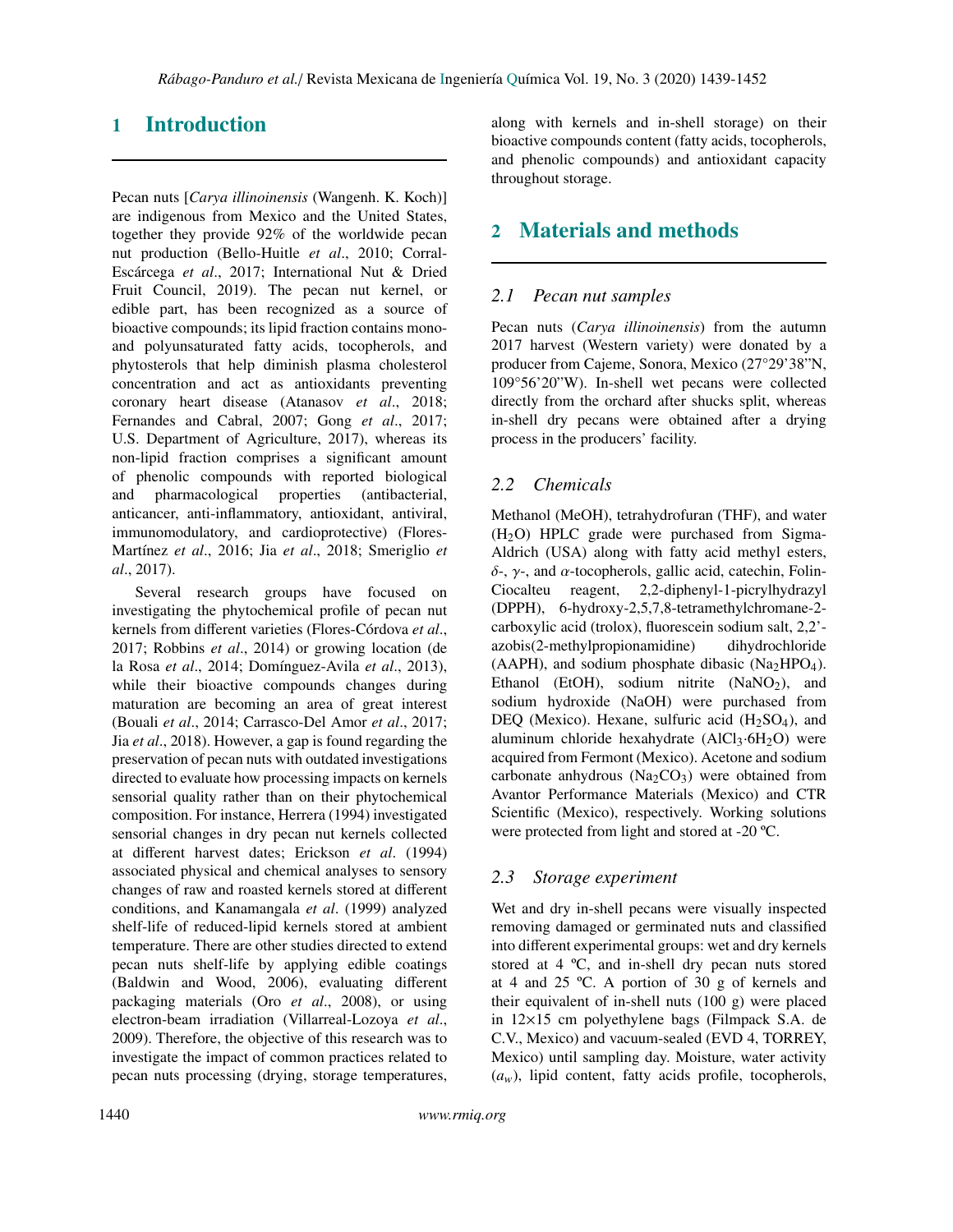# 1 Introduction

Pecan nuts [*Carya illinoinensis* (Wangenh. K. Koch)] are indigenous from Mexico and the United States, together they provide 92% of the worldwide pecan nut production (Bello-Huitle *et al*., 2010; Corral-Escárcega *et al*., 2017; International Nut & Dried Fruit Council, 2019). The pecan nut kernel, or edible part, has been recognized as a source of bioactive compounds; its lipid fraction contains mono- and polyunsaturated fatty acids, tocopherols, and phytosterols that help diminish plasma cholesterol concentration and act as antioxidants preventing coronary heart disease (Atanasov *et al*., 2018; Fernandes and Cabral, 2007; Gong *et al*., 2017; U.S. Department of Agriculture, 2017), whereas its non-lipid fraction comprises a significant amount of phenolic compounds with reported biological and pharmacological properties (antibacterial, anticancer, anti-inflammatory, antioxidant, antiviral, immunomodulatory, and cardioprotective) (Flores-Martínez *et al*., 2016; Jia *et al*., 2018; Smeriglio *et al*., 2017).

Several research groups have focused on investigating the phytochemical profile of pecan nut kernels from different varieties (Flores-Córdova *et al*., 2017; Robbins *et al*., 2014) or growing location (de la Rosa *et al*., 2014; Domínguez-Avila *et al*., 2013), while their bioactive compounds changes during maturation are becoming an area of great interest (Bouali *et al*., 2014; Carrasco-Del Amor *et al*., 2017; Jia *et al*., 2018). However, a gap is found regarding the preservation of pecan nuts with outdated investigations directed to evaluate how processing impacts on kernels sensorial quality rather than on their phytochemical composition. For instance, Herrera (1994) investigated sensorial changes in dry pecan nut kernels collected at different harvest dates; Erickson *et al*. (1994) associated physical and chemical analyses to sensory changes of raw and roasted kernels stored at different conditions, and Kanamangala *et al*. (1999) analyzed shelf-life of reduced-lipid kernels stored at ambient temperature. There are other studies directed to extend pecan nuts shelf-life by applying edible coatings (Baldwin and Wood, 2006), evaluating different packaging materials (Oro *et al*., 2008), or using electron-beam irradiation (Villarreal-Lozoya *et al*., 2009). Therefore, the objective of this research was to investigate the impact of common practices related to pecan nuts processing (drying, storage temperatures, along with kernels and in-shell storage) on their bioactive compounds content (fatty acids, tocopherols, and phenolic compounds) and antioxidant capacity throughout storage.

# 2 Materials and methods

## 2.1 Pecan nut samples

Pecan nuts (*Carya illinoinensis*) from the autumn 2017 harvest (Western variety) were donated by a producer from Cajeme, Sonora, Mexico (27°29'38"N, 109°56'20"W). In-shell wet pecans were collected directly from the orchard after shucks split, whereas in-shell dry pecans were obtained after a drying process in the producers' facility.

## 2.2 Chemicals

Methanol (MeOH), tetrahydrofuran (THF), and water ($H_2O$) HPLC grade were purchased from Sigma-Aldrich (USA) along with fatty acid methyl esters, $\delta$-, $\gamma$-, and $\alpha$-tocopherols, gallic acid, catechin, Folin-Ciocalteu reagent, 2,2-diphenyl-1-picrylhydrazyl (DPPH), 6-hydroxy-2,5,7,8-tetramethylchromane-2-carboxylic acid (trolox), fluorescein sodium salt, 2,2'-azobis(2-methylpropionamidine) dihydrochloride (AAPH), and sodium phosphate dibasic ($Na_2HPO_4$). Ethanol (EtOH), sodium nitrite ($NaNO_2$), and sodium hydroxide (NaOH) were purchased from DEQ (Mexico). Hexane, sulfuric acid ($H_2SO_4$), and aluminum chloride hexahydrate ($AlCl_3{\cdot}6H_2O$) were acquired from Fermont (Mexico). Acetone and sodium carbonate anhydrous ($Na_2CO_3$) were obtained from Avantor Performance Materials (Mexico) and CTR Scientific (Mexico), respectively. Working solutions were protected from light and stored at -20 ºC.

## 2.3 Storage experiment

Wet and dry in-shell pecans were visually inspected removing damaged or germinated nuts and classified into different experimental groups: wet and dry kernels stored at 4 ºC, and in-shell dry pecan nuts stored at 4 and 25 ºC. A portion of 30 g of kernels and their equivalent of in-shell nuts (100 g) were placed in 12×15 cm polyethylene bags (Filmpack S.A. de C.V., Mexico) and vacuum-sealed (EVD 4, TORREY, Mexico) until sampling day. Moisture, water activity ($a_w$), lipid content, fatty acids profile, tocopherols,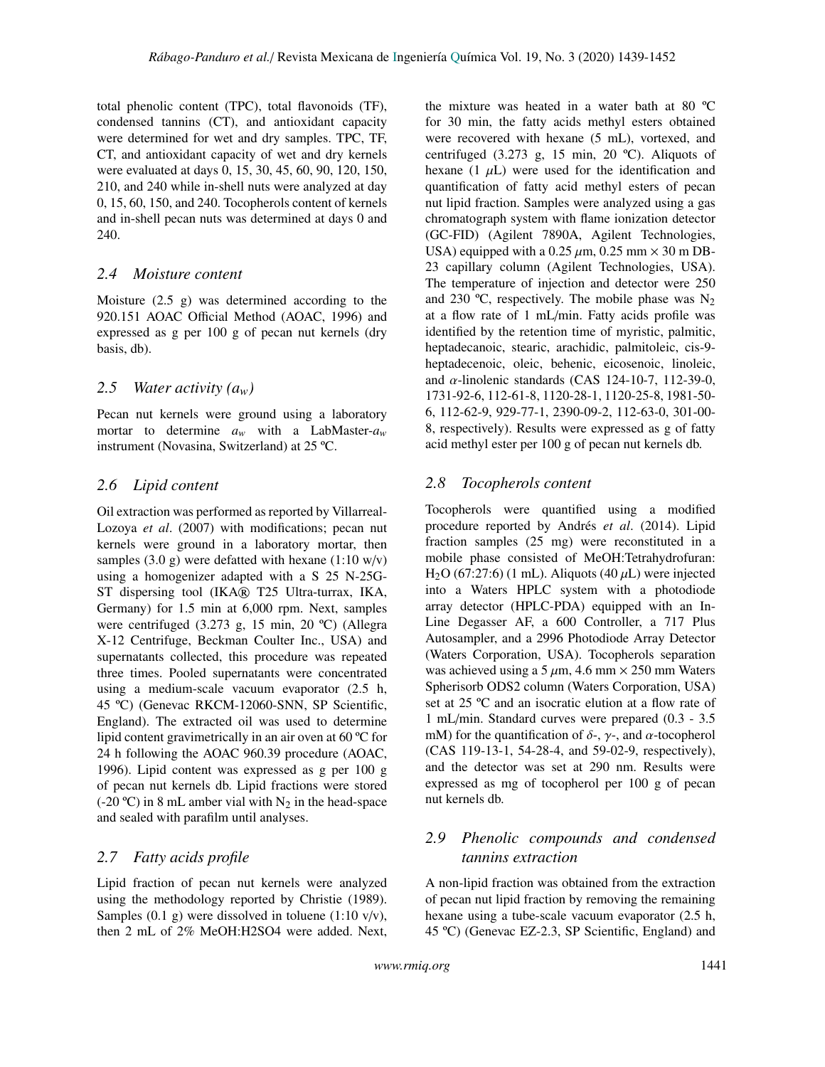total phenolic content (TPC), total flavonoids (TF), condensed tannins (CT), and antioxidant capacity were determined for wet and dry samples. TPC, TF, CT, and antioxidant capacity of wet and dry kernels were evaluated at days 0, 15, 30, 45, 60, 90, 120, 150, 210, and 240 while in-shell nuts were analyzed at day 0, 15, 60, 150, and 240. Tocopherols content of kernels and in-shell pecan nuts was determined at days 0 and 240.

### 2.4 Moisture content

Moisture (2.5 g) was determined according to the 920.151 AOAC Official Method (AOAC, 1996) and expressed as g per 100 g of pecan nut kernels (dry basis, db).

### 2.5 Water activity ($a_w$)

Pecan nut kernels were ground using a laboratory mortar to determine $a_w$ with a LabMaster-$a_w$ instrument (Novasina, Switzerland) at 25 ºC.

### 2.6 Lipid content

Oil extraction was performed as reported by Villarreal-Lozoya *et al*. (2007) with modifications; pecan nut kernels were ground in a laboratory mortar, then samples (3.0 g) were defatted with hexane (1:10 w/v) using a homogenizer adapted with a S 25 N-25G-ST dispersing tool (IKA® T25 Ultra-turrax, IKA, Germany) for 1.5 min at 6,000 rpm. Next, samples were centrifuged (3.273 g, 15 min, 20 ºC) (Allegra X-12 Centrifuge, Beckman Coulter Inc., USA) and supernatants collected, this procedure was repeated three times. Pooled supernatants were concentrated using a medium-scale vacuum evaporator (2.5 h, 45 ºC) (Genevac RKCM-12060-SNN, SP Scientific, England). The extracted oil was used to determine lipid content gravimetrically in an air oven at 60 ºC for 24 h following the AOAC 960.39 procedure (AOAC, 1996). Lipid content was expressed as g per 100 g of pecan nut kernels db. Lipid fractions were stored (-20 ºC) in 8 mL amber vial with $N_2$ in the head-space and sealed with parafilm until analyses.

### 2.7 Fatty acids profile

Lipid fraction of pecan nut kernels were analyzed using the methodology reported by Christie (1989). Samples (0.1 g) were dissolved in toluene (1:10 v/v), then 2 mL of 2% MeOH:H2SO4 were added. Next, the mixture was heated in a water bath at 80 ºC for 30 min, the fatty acids methyl esters obtained were recovered with hexane (5 mL), vortexed, and centrifuged (3.273 g, 15 min, 20 ºC). Aliquots of hexane (1 $\mu$L) were used for the identification and quantification of fatty acid methyl esters of pecan nut lipid fraction. Samples were analyzed using a gas chromatograph system with flame ionization detector (GC-FID) (Agilent 7890A, Agilent Technologies, USA) equipped with a 0.25 $\mu$m, 0.25 mm × 30 m DB-23 capillary column (Agilent Technologies, USA). The temperature of injection and detector were 250 and 230 ºC, respectively. The mobile phase was $N_2$ at a flow rate of 1 mL/min. Fatty acids profile was identified by the retention time of myristic, palmitic, heptadecanoic, stearic, arachidic, palmitoleic, cis-9-heptadecenoic, oleic, behenic, eicosenoic, linoleic, and $\alpha$-linolenic standards (CAS 124-10-7, 112-39-0, 1731-92-6, 112-61-8, 1120-28-1, 1120-25-8, 1981-50-6, 112-62-9, 929-77-1, 2390-09-2, 112-63-0, 301-00-8, respectively). Results were expressed as g of fatty acid methyl ester per 100 g of pecan nut kernels db.

### 2.8 Tocopherols content

Tocopherols were quantified using a modified procedure reported by Andrés *et al*. (2014). Lipid fraction samples (25 mg) were reconstituted in a mobile phase consisted of MeOH:Tetrahydrofuran: $H_2O$ (67:27:6) (1 mL). Aliquots (40 $\mu$L) were injected into a Waters HPLC system with a photodiode array detector (HPLC-PDA) equipped with an In-Line Degasser AF, a 600 Controller, a 717 Plus Autosampler, and a 2996 Photodiode Array Detector (Waters Corporation, USA). Tocopherols separation was achieved using a 5 $\mu$m, 4.6 mm × 250 mm Waters Spherisorb ODS2 column (Waters Corporation, USA) set at 25 ºC and an isocratic elution at a flow rate of 1 mL/min. Standard curves were prepared (0.3 - 3.5 mM) for the quantification of $\delta$-, $\gamma$-, and $\alpha$-tocopherol (CAS 119-13-1, 54-28-4, and 59-02-9, respectively), and the detector was set at 290 nm. Results were expressed as mg of tocopherol per 100 g of pecan nut kernels db.

### 2.9 Phenolic compounds and condensed tannins extraction

A non-lipid fraction was obtained from the extraction of pecan nut lipid fraction by removing the remaining hexane using a tube-scale vacuum evaporator (2.5 h, 45 ºC) (Genevac EZ-2.3, SP Scientific, England) and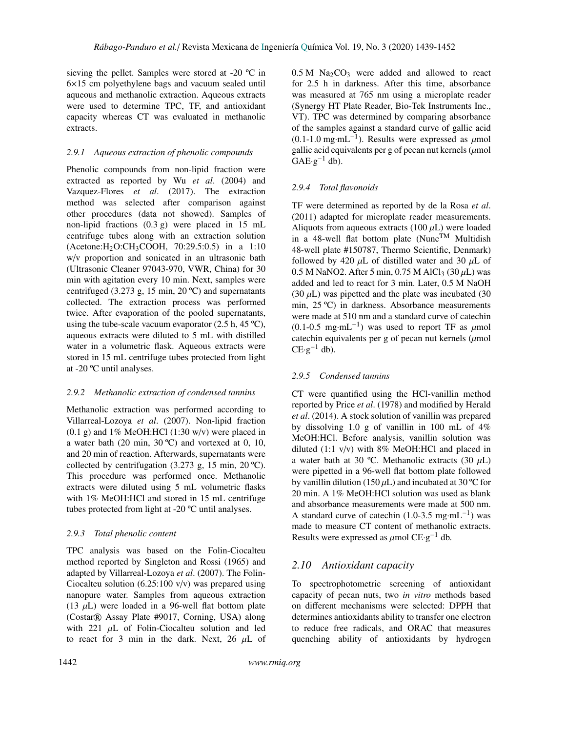sieving the pellet. Samples were stored at -20 ºC in 6×15 cm polyethylene bags and vacuum sealed until aqueous and methanolic extraction. Aqueous extracts were used to determine TPC, TF, and antioxidant capacity whereas CT was evaluated in methanolic extracts.

#### *2.9.1 Aqueous extraction of phenolic compounds*

Phenolic compounds from non-lipid fraction were extracted as reported by Wu *et al*. (2004) and Vazquez-Flores *et al*. (2017). The extraction method was selected after comparison against other procedures (data not showed). Samples of non-lipid fractions (0.3 g) were placed in 15 mL centrifuge tubes along with an extraction solution (Acetone:$H_2O$:$CH_3COOH$, 70:29.5:0.5) in a 1:10 w/v proportion and sonicated in an ultrasonic bath (Ultrasonic Cleaner 97043-970, VWR, China) for 30 min with agitation every 10 min. Next, samples were centrifuged (3.273 g, 15 min, 20 ºC) and supernatants collected. The extraction process was performed twice. After evaporation of the pooled supernatants, using the tube-scale vacuum evaporator (2.5 h, 45 ºC), aqueous extracts were diluted to 5 mL with distilled water in a volumetric flask. Aqueous extracts were stored in 15 mL centrifuge tubes protected from light at -20 ºC until analyses.

#### *2.9.2 Methanolic extraction of condensed tannins*

Methanolic extraction was performed according to Villarreal-Lozoya *et al*. (2007). Non-lipid fraction (0.1 g) and 1% MeOH:HCl (1:30 w/v) were placed in a water bath (20 min, 30 ºC) and vortexed at 0, 10, and 20 min of reaction. Afterwards, supernatants were collected by centrifugation (3.273 g, 15 min, 20 ºC). This procedure was performed once. Methanolic extracts were diluted using 5 mL volumetric flasks with 1% MeOH:HCl and stored in 15 mL centrifuge tubes protected from light at -20 ºC until analyses.

#### *2.9.3 Total phenolic content*

TPC analysis was based on the Folin-Ciocalteu method reported by Singleton and Rossi (1965) and adapted by Villarreal-Lozoya *et al*. (2007). The Folin-Ciocalteu solution (6.25:100 v/v) was prepared using nanopure water. Samples from aqueous extraction (13 $\mu$L) were loaded in a 96-well flat bottom plate (Costar® Assay Plate #9017, Corning, USA) along with 221 $\mu$L of Folin-Ciocalteu solution and led to react for 3 min in the dark. Next, 26 $\mu$L of 0.5 M $Na_2CO_3$ were added and allowed to react for 2.5 h in darkness. After this time, absorbance was measured at 765 nm using a microplate reader (Synergy HT Plate Reader, Bio-Tek Instruments Inc., VT). TPC was determined by comparing absorbance of the samples against a standard curve of gallic acid (0.1-1.0 mg·mL$^{-1}$). Results were expressed as $\mu$mol gallic acid equivalents per g of pecan nut kernels ($\mu$mol GAE·g$^{-1}$ db).

#### *2.9.4 Total flavonoids*

TF were determined as reported by de la Rosa *et al*. (2011) adapted for microplate reader measurements. Aliquots from aqueous extracts (100 $\mu$L) were loaded in a 48-well flat bottom plate (Nunc$^{TM}$ Multidish 48-well plate #150787, Thermo Scientific, Denmark) followed by 420 $\mu$L of distilled water and 30 $\mu$L of 0.5 M NaNO2. After 5 min, 0.75 M $AlCl_3$ (30 $\mu$L) was added and led to react for 3 min. Later, 0.5 M NaOH (30 $\mu$L) was pipetted and the plate was incubated (30 min, 25 ºC) in darkness. Absorbance measurements were made at 510 nm and a standard curve of catechin (0.1-0.5 mg·mL$^{-1}$) was used to report TF as $\mu$mol catechin equivalents per g of pecan nut kernels ($\mu$mol CE·g$^{-1}$ db).

#### *2.9.5 Condensed tannins*

CT were quantified using the HCl-vanillin method reported by Price *et al*. (1978) and modified by Herald *et al*. (2014). A stock solution of vanillin was prepared by dissolving 1.0 g of vanillin in 100 mL of 4% MeOH:HCl. Before analysis, vanillin solution was diluted (1:1 v/v) with 8% MeOH:HCl and placed in a water bath at 30 ºC. Methanolic extracts (30 $\mu$L) were pipetted in a 96-well flat bottom plate followed by vanillin dilution (150 $\mu$L) and incubated at 30 ºC for 20 min. A 1% MeOH:HCl solution was used as blank and absorbance measurements were made at 500 nm. A standard curve of catechin (1.0-3.5 mg·mL$^{-1}$) was made to measure CT content of methanolic extracts. Results were expressed as $\mu$mol CE·g$^{-1}$ db.

### *2.10 Antioxidant capacity*

To spectrophotometric screening of antioxidant capacity of pecan nuts, two *in vitro* methods based on different mechanisms were selected: DPPH that determines antioxidants ability to transfer one electron to reduce free radicals, and ORAC that measures quenching ability of antioxidants by hydrogen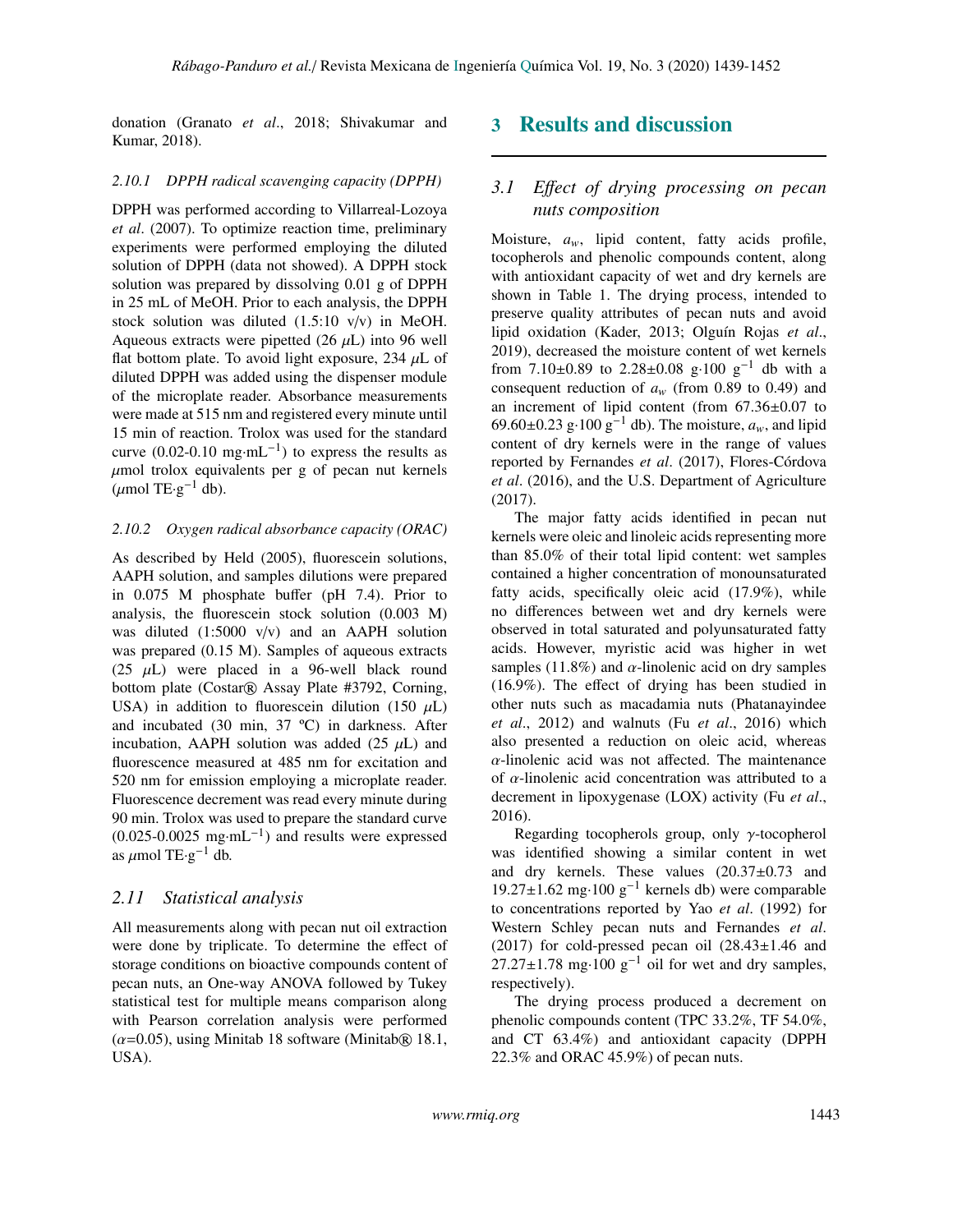donation (Granato *et al*., 2018; Shivakumar and Kumar, 2018).

#### *2.10.1 DPPH radical scavenging capacity (DPPH)*

DPPH was performed according to Villarreal-Lozoya *et al*. (2007). To optimize reaction time, preliminary experiments were performed employing the diluted solution of DPPH (data not showed). A DPPH stock solution was prepared by dissolving 0.01 g of DPPH in 25 mL of MeOH. Prior to each analysis, the DPPH stock solution was diluted (1.5:10 v/v) in MeOH. Aqueous extracts were pipetted (26 $\mu$L) into 96 well flat bottom plate. To avoid light exposure, 234 $\mu$L of diluted DPPH was added using the dispenser module of the microplate reader. Absorbance measurements were made at 515 nm and registered every minute until 15 min of reaction. Trolox was used for the standard curve (0.02-0.10 mg$\cdot$mL$^{-1}$) to express the results as $\mu$mol trolox equivalents per g of pecan nut kernels ($\mu$mol TE$\cdot$g$^{-1}$ db).

#### *2.10.2 Oxygen radical absorbance capacity (ORAC)*

As described by Held (2005), fluorescein solutions, AAPH solution, and samples dilutions were prepared in 0.075 M phosphate buffer (pH 7.4). Prior to analysis, the fluorescein stock solution (0.003 M) was diluted (1:5000 v/v) and an AAPH solution was prepared (0.15 M). Samples of aqueous extracts (25 $\mu$L) were placed in a 96-well black round bottom plate (Costar® Assay Plate #3792, Corning, USA) in addition to fluorescein dilution (150 $\mu$L) and incubated (30 min, 37 ºC) in darkness. After incubation, AAPH solution was added (25 $\mu$L) and fluorescence measured at 485 nm for excitation and 520 nm for emission employing a microplate reader. Fluorescence decrement was read every minute during 90 min. Trolox was used to prepare the standard curve (0.025-0.0025 mg$\cdot$mL$^{-1}$) and results were expressed as $\mu$mol TE$\cdot$g$^{-1}$ db.

### *2.11 Statistical analysis*

All measurements along with pecan nut oil extraction were done by triplicate. To determine the effect of storage conditions on bioactive compounds content of pecan nuts, an One-way ANOVA followed by Tukey statistical test for multiple means comparison along with Pearson correlation analysis were performed ($\alpha$=0.05), using Minitab 18 software (Minitab® 18.1, USA).

## 3 Results and discussion

### *3.1 Effect of drying processing on pecan nuts composition*

Moisture, $a_w$, lipid content, fatty acids profile, tocopherols and phenolic compounds content, along with antioxidant capacity of wet and dry kernels are shown in Table 1. The drying process, intended to preserve quality attributes of pecan nuts and avoid lipid oxidation (Kader, 2013; Olguín Rojas *et al*., 2019), decreased the moisture content of wet kernels from 7.10±0.89 to 2.28±0.08 g$\cdot$100 g$^{-1}$ db with a consequent reduction of $a_w$ (from 0.89 to 0.49) and an increment of lipid content (from 67.36±0.07 to 69.60±0.23 g$\cdot$100 g$^{-1}$ db). The moisture, $a_w$, and lipid content of dry kernels were in the range of values reported by Fernandes *et al*. (2017), Flores-Córdova *et al*. (2016), and the U.S. Department of Agriculture (2017).

The major fatty acids identified in pecan nut kernels were oleic and linoleic acids representing more than 85.0% of their total lipid content: wet samples contained a higher concentration of monounsaturated fatty acids, specifically oleic acid (17.9%), while no differences between wet and dry kernels were observed in total saturated and polyunsaturated fatty acids. However, myristic acid was higher in wet samples (11.8%) and $\alpha$-linolenic acid on dry samples (16.9%). The effect of drying has been studied in other nuts such as macadamia nuts (Phatanayindee *et al*., 2012) and walnuts (Fu *et al*., 2016) which also presented a reduction on oleic acid, whereas $\alpha$-linolenic acid was not affected. The maintenance of $\alpha$-linolenic acid concentration was attributed to a decrement in lipoxygenase (LOX) activity (Fu *et al*., 2016).

Regarding tocopherols group, only $\gamma$-tocopherol was identified showing a similar content in wet and dry kernels. These values (20.37±0.73 and 19.27±1.62 mg$\cdot$100 g$^{-1}$ kernels db) were comparable to concentrations reported by Yao *et al*. (1992) for Western Schley pecan nuts and Fernandes *et al*. (2017) for cold-pressed pecan oil (28.43±1.46 and 27.27±1.78 mg$\cdot$100 g$^{-1}$ oil for wet and dry samples, respectively).

The drying process produced a decrement on phenolic compounds content (TPC 33.2%, TF 54.0%, and CT 63.4%) and antioxidant capacity (DPPH 22.3% and ORAC 45.9%) of pecan nuts.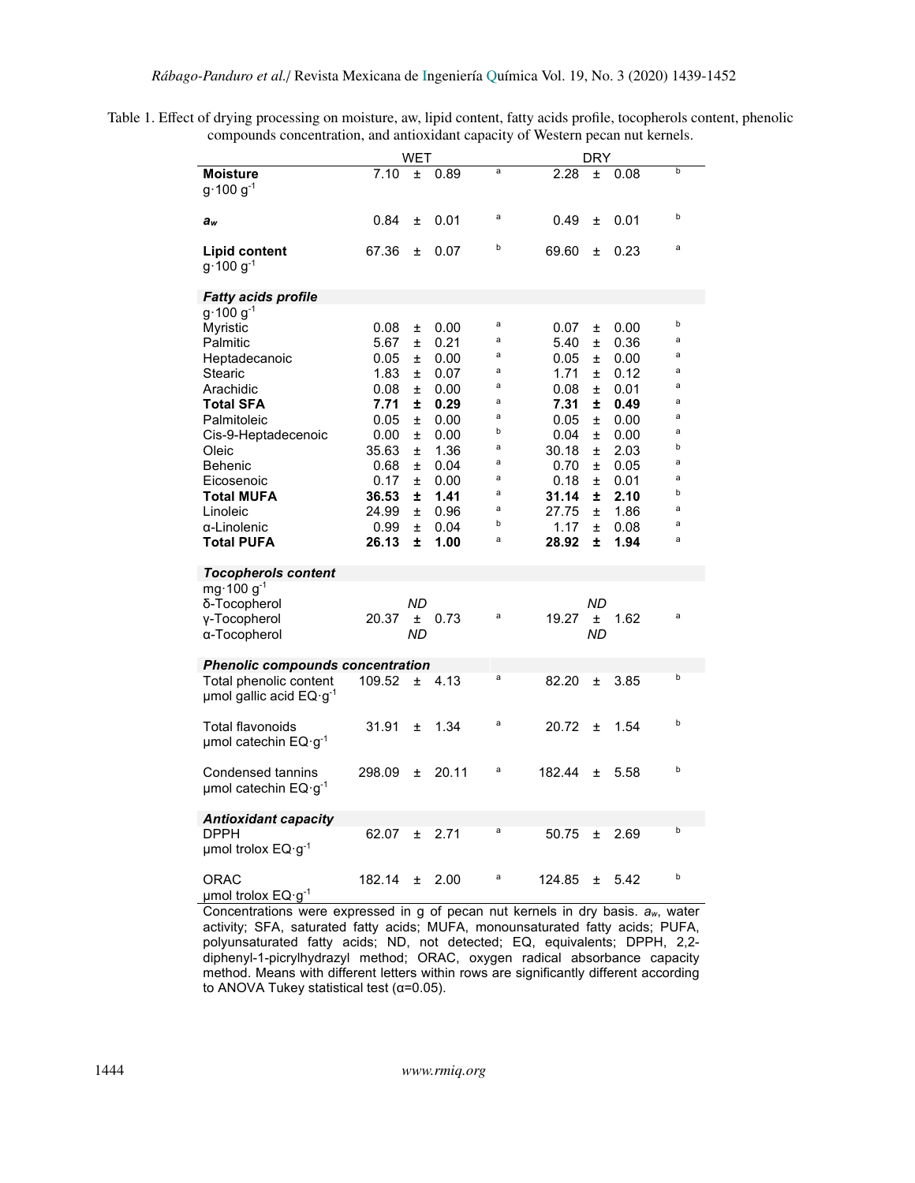Table 1. Effect of drying processing on moisture, aw, lipid content, fatty acids profile, tocopherols content, phenolic compounds concentration, and antioxidant capacity of Western pecan nut kernels.

| | WET | | DRY | |
|---|---|---|---|---|
| **Moisture** g·100 g$^{-1}$ | 7.10 ± 0.89 | a | 2.28 ± 0.08 | b |
| $a_w$ | 0.84 ± 0.01 | a | 0.49 ± 0.01 | b |
| **Lipid content** g·100 g$^{-1}$ | 67.36 ± 0.07 | b | 69.60 ± 0.23 | a |
| ***Fatty acids profile*** g·100 g$^{-1}$ | | | | |
| Myristic | 0.08 ± 0.00 | a | 0.07 ± 0.00 | b |
| Palmitic | 5.67 ± 0.21 | a | 5.40 ± 0.36 | a |
| Heptadecanoic | 0.05 ± 0.00 | a | 0.05 ± 0.00 | a |
| Stearic | 1.83 ± 0.07 | a | 1.71 ± 0.12 | a |
| Arachidic | 0.08 ± 0.00 | a | 0.08 ± 0.01 | a |
| **Total SFA** | **7.71 ± 0.29** | a | **7.31 ± 0.49** | a |
| Palmitoleic | 0.05 ± 0.00 | a | 0.05 ± 0.00 | a |
| Cis-9-Heptadecenoic | 0.00 ± 0.00 | b | 0.04 ± 0.00 | a |
| Oleic | 35.63 ± 1.36 | a | 30.18 ± 2.03 | b |
| Behenic | 0.68 ± 0.04 | a | 0.70 ± 0.05 | a |
| Eicosenoic | 0.17 ± 0.00 | a | 0.18 ± 0.01 | a |
| **Total MUFA** | **36.53 ± 1.41** | a | **31.14 ± 2.10** | b |
| Linoleic | 24.99 ± 0.96 | a | 27.75 ± 1.86 | a |
| α-Linolenic | 0.99 ± 0.04 | b | 1.17 ± 0.08 | a |
| **Total PUFA** | **26.13 ± 1.00** | a | **28.92 ± 1.94** | a |
| ***Tocopherols content*** mg·100 g$^{-1}$ | | | | |
| δ-Tocopherol | *ND* | | *ND* | |
| γ-Tocopherol | 20.37 ± 0.73 | a | 19.27 ± 1.62 | a |
| α-Tocopherol | *ND* | | *ND* | |
| ***Phenolic compounds concentration*** | | | | |
| Total phenolic content µmol gallic acid EQ·g$^{-1}$ | 109.52 ± 4.13 | a | 82.20 ± 3.85 | b |
| Total flavonoids µmol catechin EQ·g$^{-1}$ | 31.91 ± 1.34 | a | 20.72 ± 1.54 | b |
| Condensed tannins µmol catechin EQ·g$^{-1}$ | 298.09 ± 20.11 | a | 182.44 ± 5.58 | b |
| ***Antioxidant capacity*** | | | | |
| DPPH µmol trolox EQ·g$^{-1}$ | 62.07 ± 2.71 | a | 50.75 ± 2.69 | b |
| ORAC µmol trolox EQ·g$^{-1}$ | 182.14 ± 2.00 | a | 124.85 ± 5.42 | b |

Concentrations were expressed in g of pecan nut kernels in dry basis. $a_w$, water activity; SFA, saturated fatty acids; MUFA, monounsaturated fatty acids; PUFA, polyunsaturated fatty acids; ND, not detected; EQ, equivalents; DPPH, 2,2-diphenyl-1-picrylhydrazyl method; ORAC, oxygen radical absorbance capacity method. Means with different letters within rows are significantly different according to ANOVA Tukey statistical test (α=0.05).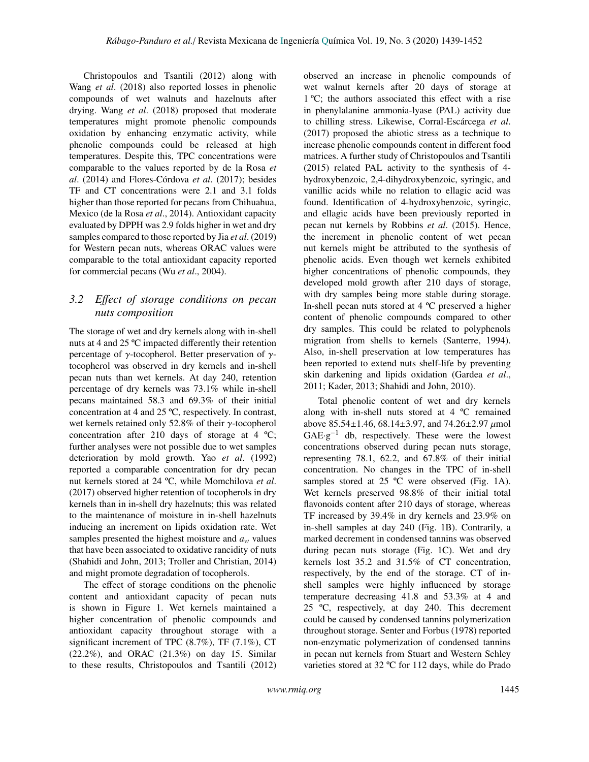Christopoulos and Tsantili (2012) along with Wang *et al*. (2018) also reported losses in phenolic compounds of wet walnuts and hazelnuts after drying. Wang *et al*. (2018) proposed that moderate temperatures might promote phenolic compounds oxidation by enhancing enzymatic activity, while phenolic compounds could be released at high temperatures. Despite this, TPC concentrations were comparable to the values reported by de la Rosa *et al*. (2014) and Flores-Córdova *et al*. (2017); besides TF and CT concentrations were 2.1 and 3.1 folds higher than those reported for pecans from Chihuahua, Mexico (de la Rosa *et al*., 2014). Antioxidant capacity evaluated by DPPH was 2.9 folds higher in wet and dry samples compared to those reported by Jia *et al*. (2019) for Western pecan nuts, whereas ORAC values were comparable to the total antioxidant capacity reported for commercial pecans (Wu *et al*., 2004).

### 3.2 *Effect of storage conditions on pecan nuts composition*

The storage of wet and dry kernels along with in-shell nuts at 4 and 25 ºC impacted differently their retention percentage of $\gamma$-tocopherol. Better preservation of $\gamma$-tocopherol was observed in dry kernels and in-shell pecan nuts than wet kernels. At day 240, retention percentage of dry kernels was 73.1% while in-shell pecans maintained 58.3 and 69.3% of their initial concentration at 4 and 25 ºC, respectively. In contrast, wet kernels retained only 52.8% of their $\gamma$-tocopherol concentration after 210 days of storage at 4 ºC; further analyses were not possible due to wet samples deterioration by mold growth. Yao *et al*. (1992) reported a comparable concentration for dry pecan nut kernels stored at 24 ºC, while Momchilova *et al*. (2017) observed higher retention of tocopherols in dry kernels than in in-shell dry hazelnuts; this was related to the maintenance of moisture in in-shell hazelnuts inducing an increment on lipids oxidation rate. Wet samples presented the highest moisture and $a_w$ values that have been associated to oxidative rancidity of nuts (Shahidi and John, 2013; Troller and Christian, 2014) and might promote degradation of tocopherols.

The effect of storage conditions on the phenolic content and antioxidant capacity of pecan nuts is shown in Figure 1. Wet kernels maintained a higher concentration of phenolic compounds and antioxidant capacity throughout storage with a significant increment of TPC (8.7%), TF (7.1%), CT (22.2%), and ORAC (21.3%) on day 15. Similar to these results, Christopoulos and Tsantili (2012) observed an increase in phenolic compounds of wet walnut kernels after 20 days of storage at 1 ºC; the authors associated this effect with a rise in phenylalanine ammonia-lyase (PAL) activity due to chilling stress. Likewise, Corral-Escárcega *et al*. (2017) proposed the abiotic stress as a technique to increase phenolic compounds content in different food matrices. A further study of Christopoulos and Tsantili (2015) related PAL activity to the synthesis of 4-hydroxybenzoic, 2,4-dihydroxybenzoic, syringic, and vanillic acids while no relation to ellagic acid was found. Identification of 4-hydroxybenzoic, syringic, and ellagic acids have been previously reported in pecan nut kernels by Robbins *et al*. (2015). Hence, the increment in phenolic content of wet pecan nut kernels might be attributed to the synthesis of phenolic acids. Even though wet kernels exhibited higher concentrations of phenolic compounds, they developed mold growth after 210 days of storage, with dry samples being more stable during storage. In-shell pecan nuts stored at 4 ºC preserved a higher content of phenolic compounds compared to other dry samples. This could be related to polyphenols migration from shells to kernels (Santerre, 1994). Also, in-shell preservation at low temperatures has been reported to extend nuts shelf-life by preventing skin darkening and lipids oxidation (Gardea *et al*., 2011; Kader, 2013; Shahidi and John, 2010).

Total phenolic content of wet and dry kernels along with in-shell nuts stored at 4 ºC remained above 85.54±1.46, 68.14±3.97, and 74.26±2.97 $\mu$mol GAE$\cdot$g$^{-1}$ db, respectively. These were the lowest concentrations observed during pecan nuts storage, representing 78.1, 62.2, and 67.8% of their initial concentration. No changes in the TPC of in-shell samples stored at 25 ºC were observed (Fig. 1A). Wet kernels preserved 98.8% of their initial total flavonoids content after 210 days of storage, whereas TF increased by 39.4% in dry kernels and 23.9% on in-shell samples at day 240 (Fig. 1B). Contrarily, a marked decrement in condensed tannins was observed during pecan nuts storage (Fig. 1C). Wet and dry kernels lost 35.2 and 31.5% of CT concentration, respectively, by the end of the storage. CT of in-shell samples were highly influenced by storage temperature decreasing 41.8 and 53.3% at 4 and 25 ºC, respectively, at day 240. This decrement could be caused by condensed tannins polymerization throughout storage. Senter and Forbus (1978) reported non-enzymatic polymerization of condensed tannins in pecan nut kernels from Stuart and Western Schley varieties stored at 32 ºC for 112 days, while do Prado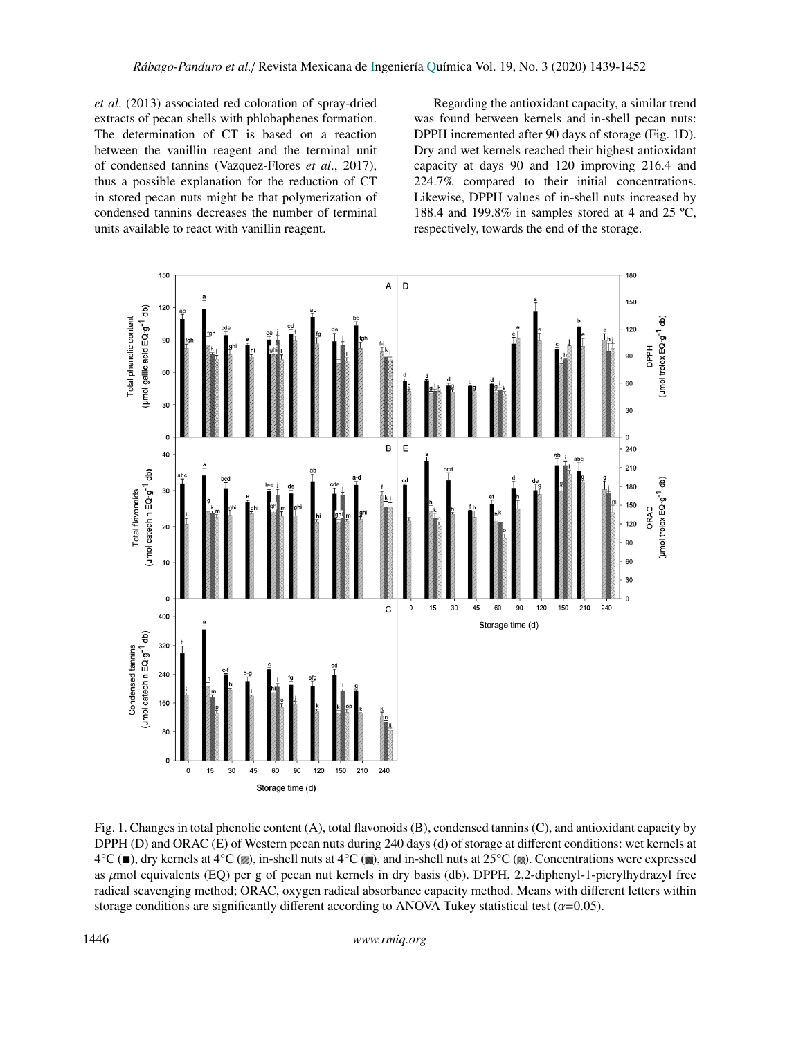*et al*. (2013) associated red coloration of spray-dried extracts of pecan shells with phlobaphenes formation. The determination of CT is based on a reaction between the vanillin reagent and the terminal unit of condensed tannins (Vazquez-Flores *et al*., 2017), thus a possible explanation for the reduction of CT in stored pecan nuts might be that polymerization of condensed tannins decreases the number of terminal units available to react with vanillin reagent.

Regarding the antioxidant capacity, a similar trend was found between kernels and in-shell pecan nuts: DPPH incremented after 90 days of storage (Fig. 1D). Dry and wet kernels reached their highest antioxidant capacity at days 90 and 120 improving 216.4 and 224.7% compared to their initial concentrations. Likewise, DPPH values of in-shell nuts increased by 188.4 and 199.8% in samples stored at 4 and 25 ºC, respectively, towards the end of the storage.

Fig. 1. Changes in total phenolic content (A), total flavonoids (B), condensed tannins (C), and antioxidant capacity by DPPH (D) and ORAC (E) of Western pecan nuts during 240 days (d) of storage at different conditions: wet kernels at 4°C (■), dry kernels at 4°C (▨), in-shell nuts at 4°C (■), and in-shell nuts at 25°C (▩). Concentrations were expressed as $\mu$mol equivalents (EQ) per g of pecan nut kernels in dry basis (db). DPPH, 2,2-diphenyl-1-picrylhydrazyl free radical scavenging method; ORAC, oxygen radical absorbance capacity method. Means with different letters within storage conditions are significantly different according to ANOVA Tukey statistical test ($\alpha$=0.05).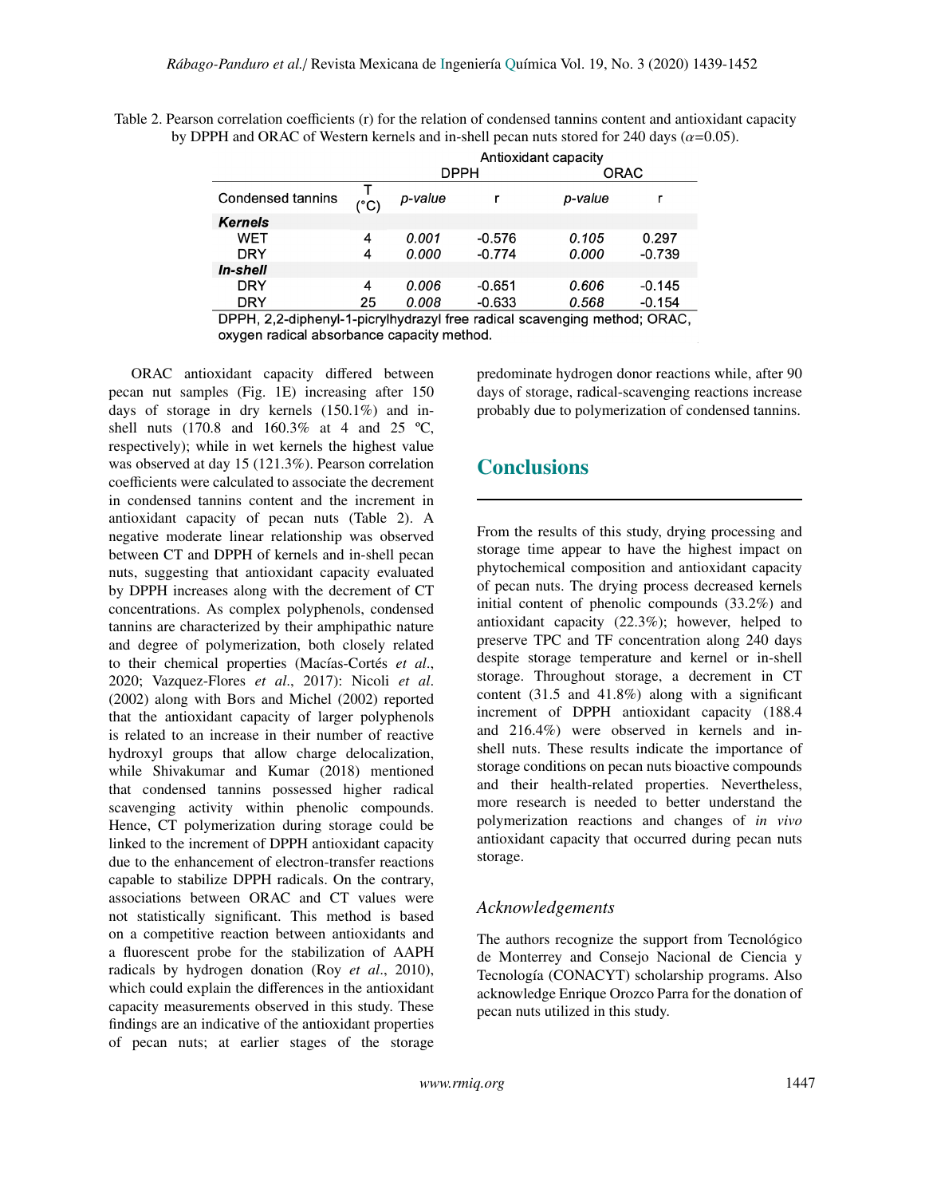Table 2. Pearson correlation coefficients (r) for the relation of condensed tannins content and antioxidant capacity by DPPH and ORAC of Western kernels and in-shell pecan nuts stored for 240 days ($\alpha$=0.05).

| | | Antioxidant capacity | | | |
|---|---|---|---|---|---|
| | | DPPH | | ORAC | |
| Condensed tannins | T (°C) | *p-value* | r | *p-value* | r |
| ***Kernels*** | | | | | |
| WET | 4 | *0.001* | -0.576 | *0.105* | 0.297 |
| DRY | 4 | *0.000* | -0.774 | *0.000* | -0.739 |
| ***In-shell*** | | | | | |
| DRY | 4 | *0.006* | -0.651 | *0.606* | -0.145 |
| DRY | 25 | *0.008* | -0.633 | *0.568* | -0.154 |

DPPH, 2,2-diphenyl-1-picrylhydrazyl free radical scavenging method; ORAC, oxygen radical absorbance capacity method.

ORAC antioxidant capacity differed between pecan nut samples (Fig. 1E) increasing after 150 days of storage in dry kernels (150.1%) and in-shell nuts (170.8 and 160.3% at 4 and 25 ºC, respectively); while in wet kernels the highest value was observed at day 15 (121.3%). Pearson correlation coefficients were calculated to associate the decrement in condensed tannins content and the increment in antioxidant capacity of pecan nuts (Table 2). A negative moderate linear relationship was observed between CT and DPPH of kernels and in-shell pecan nuts, suggesting that antioxidant capacity evaluated by DPPH increases along with the decrement of CT concentrations. As complex polyphenols, condensed tannins are characterized by their amphipathic nature and degree of polymerization, both closely related to their chemical properties (Macías-Cortés *et al*., 2020; Vazquez-Flores *et al*., 2017): Nicoli *et al*. (2002) along with Bors and Michel (2002) reported that the antioxidant capacity of larger polyphenols is related to an increase in their number of reactive hydroxyl groups that allow charge delocalization, while Shivakumar and Kumar (2018) mentioned that condensed tannins possessed higher radical scavenging activity within phenolic compounds. Hence, CT polymerization during storage could be linked to the increment of DPPH antioxidant capacity due to the enhancement of electron-transfer reactions capable to stabilize DPPH radicals. On the contrary, associations between ORAC and CT values were not statistically significant. This method is based on a competitive reaction between antioxidants and a fluorescent probe for the stabilization of AAPH radicals by hydrogen donation (Roy *et al*., 2010), which could explain the differences in the antioxidant capacity measurements observed in this study. These findings are an indicative of the antioxidant properties of pecan nuts; at earlier stages of the storage predominate hydrogen donor reactions while, after 90 days of storage, radical-scavenging reactions increase probably due to polymerization of condensed tannins.

## Conclusions

From the results of this study, drying processing and storage time appear to have the highest impact on phytochemical composition and antioxidant capacity of pecan nuts. The drying process decreased kernels initial content of phenolic compounds (33.2%) and antioxidant capacity (22.3%); however, helped to preserve TPC and TF concentration along 240 days despite storage temperature and kernel or in-shell storage. Throughout storage, a decrement in CT content (31.5 and 41.8%) along with a significant increment of DPPH antioxidant capacity (188.4 and 216.4%) were observed in kernels and in-shell nuts. These results indicate the importance of storage conditions on pecan nuts bioactive compounds and their health-related properties. Nevertheless, more research is needed to better understand the polymerization reactions and changes of *in vivo* antioxidant capacity that occurred during pecan nuts storage.

### *Acknowledgements*

The authors recognize the support from Tecnológico de Monterrey and Consejo Nacional de Ciencia y Tecnología (CONACYT) scholarship programs. Also acknowledge Enrique Orozco Parra for the donation of pecan nuts utilized in this study.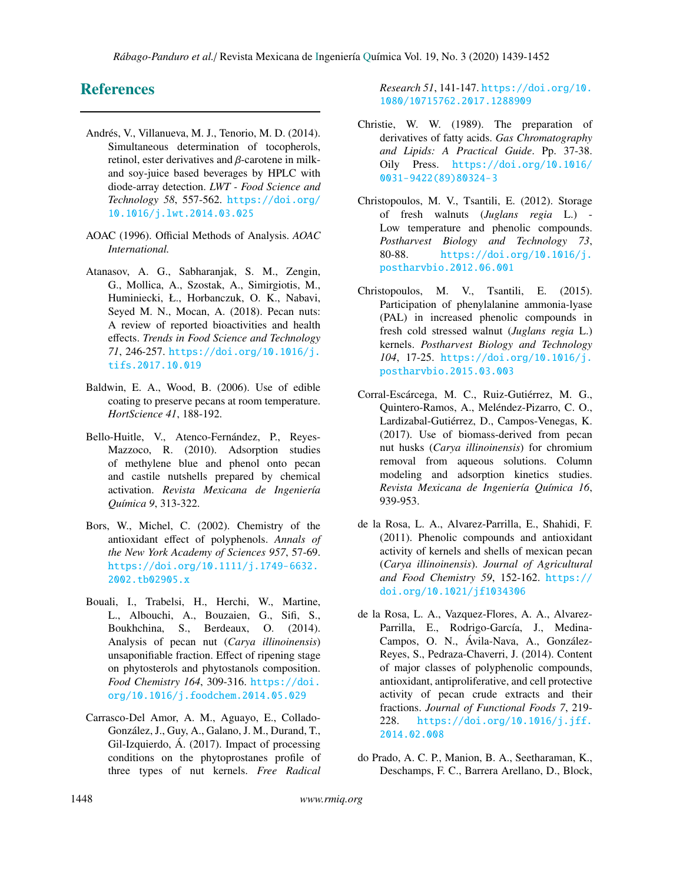## References

Andrés, V., Villanueva, M. J., Tenorio, M. D. (2014). Simultaneous determination of tocopherols, retinol, ester derivatives and $\beta$-carotene in milk- and soy-juice based beverages by HPLC with diode-array detection. *LWT - Food Science and Technology 58*, 557-562. https://doi.org/10.1016/j.lwt.2014.03.025

AOAC (1996). Official Methods of Analysis. *AOAC International.*

Atanasov, A. G., Sabharanjak, S. M., Zengin, G., Mollica, A., Szostak, A., Simirgiotis, M., Huminiecki, Ł., Horbanczuk, O. K., Nabavi, Seyed M. N., Mocan, A. (2018). Pecan nuts: A review of reported bioactivities and health effects. *Trends in Food Science and Technology 71*, 246-257. https://doi.org/10.1016/j.tifs.2017.10.019

Baldwin, E. A., Wood, B. (2006). Use of edible coating to preserve pecans at room temperature. *HortScience 41*, 188-192.

Bello-Huitle, V., Atenco-Fernández, P., Reyes-Mazzoco, R. (2010). Adsorption studies of methylene blue and phenol onto pecan and castile nutshells prepared by chemical activation. *Revista Mexicana de Ingeniería Química 9*, 313-322.

Bors, W., Michel, C. (2002). Chemistry of the antioxidant effect of polyphenols. *Annals of the New York Academy of Sciences 957*, 57-69. https://doi.org/10.1111/j.1749-6632.2002.tb02905.x

Bouali, I., Trabelsi, H., Herchi, W., Martine, L., Albouchi, A., Bouzaien, G., Sifi, S., Boukhchina, S., Berdeaux, O. (2014). Analysis of pecan nut (*Carya illinoinensis*) unsaponifiable fraction. Effect of ripening stage on phytosterols and phytostanols composition. *Food Chemistry 164*, 309-316. https://doi.org/10.1016/j.foodchem.2014.05.029

Carrasco-Del Amor, A. M., Aguayo, E., Collado-González, J., Guy, A., Galano, J. M., Durand, T., Gil-Izquierdo, Á. (2017). Impact of processing conditions on the phytoprostanes profile of three types of nut kernels. *Free Radical Research 51*, 141-147. https://doi.org/10.1080/10715762.2017.1288909

Christie, W. W. (1989). The preparation of derivatives of fatty acids. *Gas Chromatography and Lipids: A Practical Guide*. Pp. 37-38. Oily Press. https://doi.org/10.1016/0031-9422(89)80324-3

Christopoulos, M. V., Tsantili, E. (2012). Storage of fresh walnuts (*Juglans regia* L.) - Low temperature and phenolic compounds. *Postharvest Biology and Technology 73*, 80-88. https://doi.org/10.1016/j.postharvbio.2012.06.001

Christopoulos, M. V., Tsantili, E. (2015). Participation of phenylalanine ammonia-lyase (PAL) in increased phenolic compounds in fresh cold stressed walnut (*Juglans regia* L.) kernels. *Postharvest Biology and Technology 104*, 17-25. https://doi.org/10.1016/j.postharvbio.2015.03.003

Corral-Escárcega, M. C., Ruiz-Gutiérrez, M. G., Quintero-Ramos, A., Meléndez-Pizarro, C. O., Lardizabal-Gutiérrez, D., Campos-Venegas, K. (2017). Use of biomass-derived from pecan nut husks (*Carya illinoinensis*) for chromium removal from aqueous solutions. Column modeling and adsorption kinetics studies. *Revista Mexicana de Ingeniería Química 16*, 939-953.

de la Rosa, L. A., Alvarez-Parrilla, E., Shahidi, F. (2011). Phenolic compounds and antioxidant activity of kernels and shells of mexican pecan (*Carya illinoinensis*). *Journal of Agricultural and Food Chemistry 59*, 152-162. https://doi.org/10.1021/jf1034306

de la Rosa, L. A., Vazquez-Flores, A. A., Alvarez-Parrilla, E., Rodrigo-García, J., Medina-Campos, O. N., Ávila-Nava, A., González-Reyes, S., Pedraza-Chaverri, J. (2014). Content of major classes of polyphenolic compounds, antioxidant, antiproliferative, and cell protective activity of pecan crude extracts and their fractions. *Journal of Functional Foods 7*, 219-228. https://doi.org/10.1016/j.jff.2014.02.008

do Prado, A. C. P., Manion, B. A., Seetharaman, K., Deschamps, F. C., Barrera Arellano, D., Block,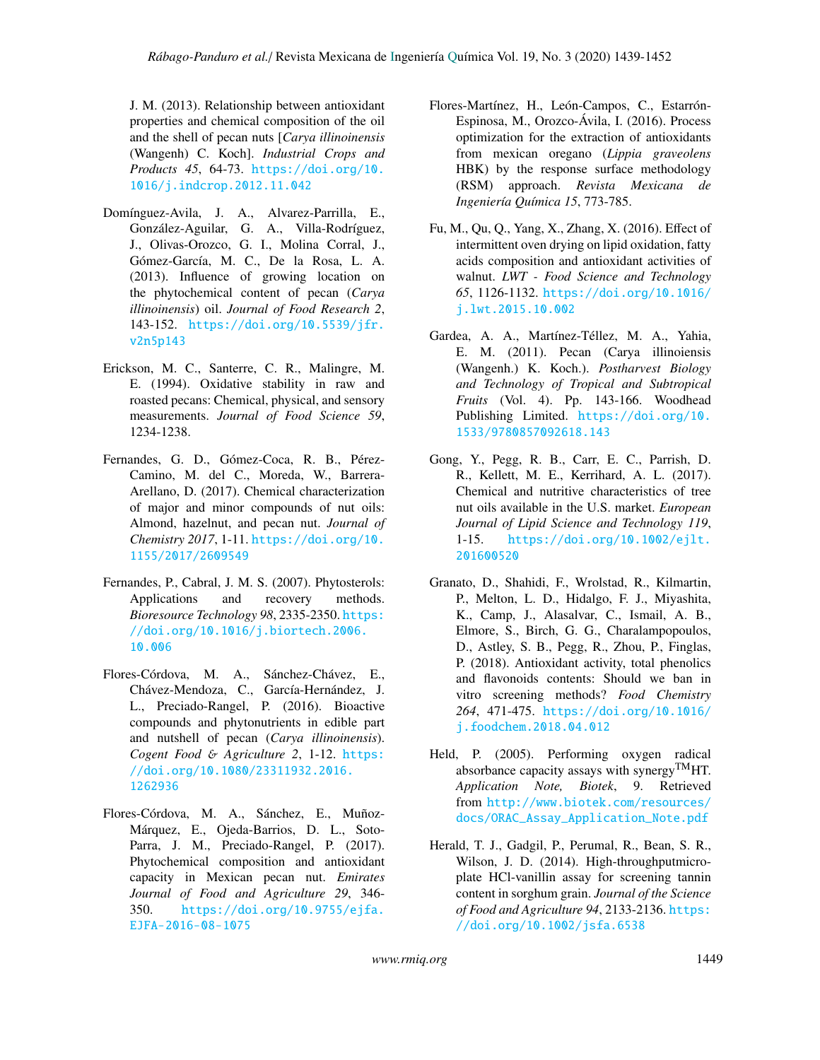J. M. (2013). Relationship between antioxidant properties and chemical composition of the oil and the shell of pecan nuts [*Carya illinoinensis* (Wangenh) C. Koch]. *Industrial Crops and Products 45*, 64-73. https://doi.org/10.1016/j.indcrop.2012.11.042

Domínguez-Avila, J. A., Alvarez-Parrilla, E., González-Aguilar, G. A., Villa-Rodríguez, J., Olivas-Orozco, G. I., Molina Corral, J., Gómez-García, M. C., De la Rosa, L. A. (2013). Influence of growing location on the phytochemical content of pecan (*Carya illinoinensis*) oil. *Journal of Food Research 2*, 143-152. https://doi.org/10.5539/jfr.v2n5p143

Erickson, M. C., Santerre, C. R., Malingre, M. E. (1994). Oxidative stability in raw and roasted pecans: Chemical, physical, and sensory measurements. *Journal of Food Science 59*, 1234-1238.

Fernandes, G. D., Gómez-Coca, R. B., Pérez-Camino, M. del C., Moreda, W., Barrera-Arellano, D. (2017). Chemical characterization of major and minor compounds of nut oils: Almond, hazelnut, and pecan nut. *Journal of Chemistry 2017*, 1-11. https://doi.org/10.1155/2017/2609549

Fernandes, P., Cabral, J. M. S. (2007). Phytosterols: Applications and recovery methods. *Bioresource Technology 98*, 2335-2350. https://doi.org/10.1016/j.biortech.2006.10.006

Flores-Córdova, M. A., Sánchez-Chávez, E., Chávez-Mendoza, C., García-Hernández, J. L., Preciado-Rangel, P. (2016). Bioactive compounds and phytonutrients in edible part and nutshell of pecan (*Carya illinoinensis*). *Cogent Food & Agriculture 2*, 1-12. https://doi.org/10.1080/23311932.2016.1262936

Flores-Córdova, M. A., Sánchez, E., Muñoz-Márquez, E., Ojeda-Barrios, D. L., Soto-Parra, J. M., Preciado-Rangel, P. (2017). Phytochemical composition and antioxidant capacity in Mexican pecan nut. *Emirates Journal of Food and Agriculture 29*, 346-350. https://doi.org/10.9755/ejfa.EJFA-2016-08-1075

Flores-Martínez, H., León-Campos, C., Estarrón-Espinosa, M., Orozco-Ávila, I. (2016). Process optimization for the extraction of antioxidants from mexican oregano (*Lippia graveolens* HBK) by the response surface methodology (RSM) approach. *Revista Mexicana de Ingeniería Química 15*, 773-785.

Fu, M., Qu, Q., Yang, X., Zhang, X. (2016). Effect of intermittent oven drying on lipid oxidation, fatty acids composition and antioxidant activities of walnut. *LWT - Food Science and Technology 65*, 1126-1132. https://doi.org/10.1016/j.lwt.2015.10.002

Gardea, A. A., Martínez-Téllez, M. A., Yahia, E. M. (2011). Pecan (Carya illinoiensis (Wangenh.) K. Koch.). *Postharvest Biology and Technology of Tropical and Subtropical Fruits* (Vol. 4). Pp. 143-166. Woodhead Publishing Limited. https://doi.org/10.1533/9780857092618.143

Gong, Y., Pegg, R. B., Carr, E. C., Parrish, D. R., Kellett, M. E., Kerrihard, A. L. (2017). Chemical and nutritive characteristics of tree nut oils available in the U.S. market. *European Journal of Lipid Science and Technology 119*, 1-15. https://doi.org/10.1002/ejlt.201600520

Granato, D., Shahidi, F., Wrolstad, R., Kilmartin, P., Melton, L. D., Hidalgo, F. J., Miyashita, K., Camp, J., Alasalvar, C., Ismail, A. B., Elmore, S., Birch, G. G., Charalampopoulos, D., Astley, S. B., Pegg, R., Zhou, P., Finglas, P. (2018). Antioxidant activity, total phenolics and flavonoids contents: Should we ban in vitro screening methods? *Food Chemistry 264*, 471-475. https://doi.org/10.1016/j.foodchem.2018.04.012

Held, P. (2005). Performing oxygen radical absorbance capacity assays with synergy$^{TM}$HT. *Application Note, Biotek*, 9. Retrieved from http://www.biotek.com/resources/docs/ORAC_Assay_Application_Note.pdf

Herald, T. J., Gadgil, P., Perumal, R., Bean, S. R., Wilson, J. D. (2014). High-throughputmicro-plate HCl-vanillin assay for screening tannin content in sorghum grain. *Journal of the Science of Food and Agriculture 94*, 2133-2136. https://doi.org/10.1002/jsfa.6538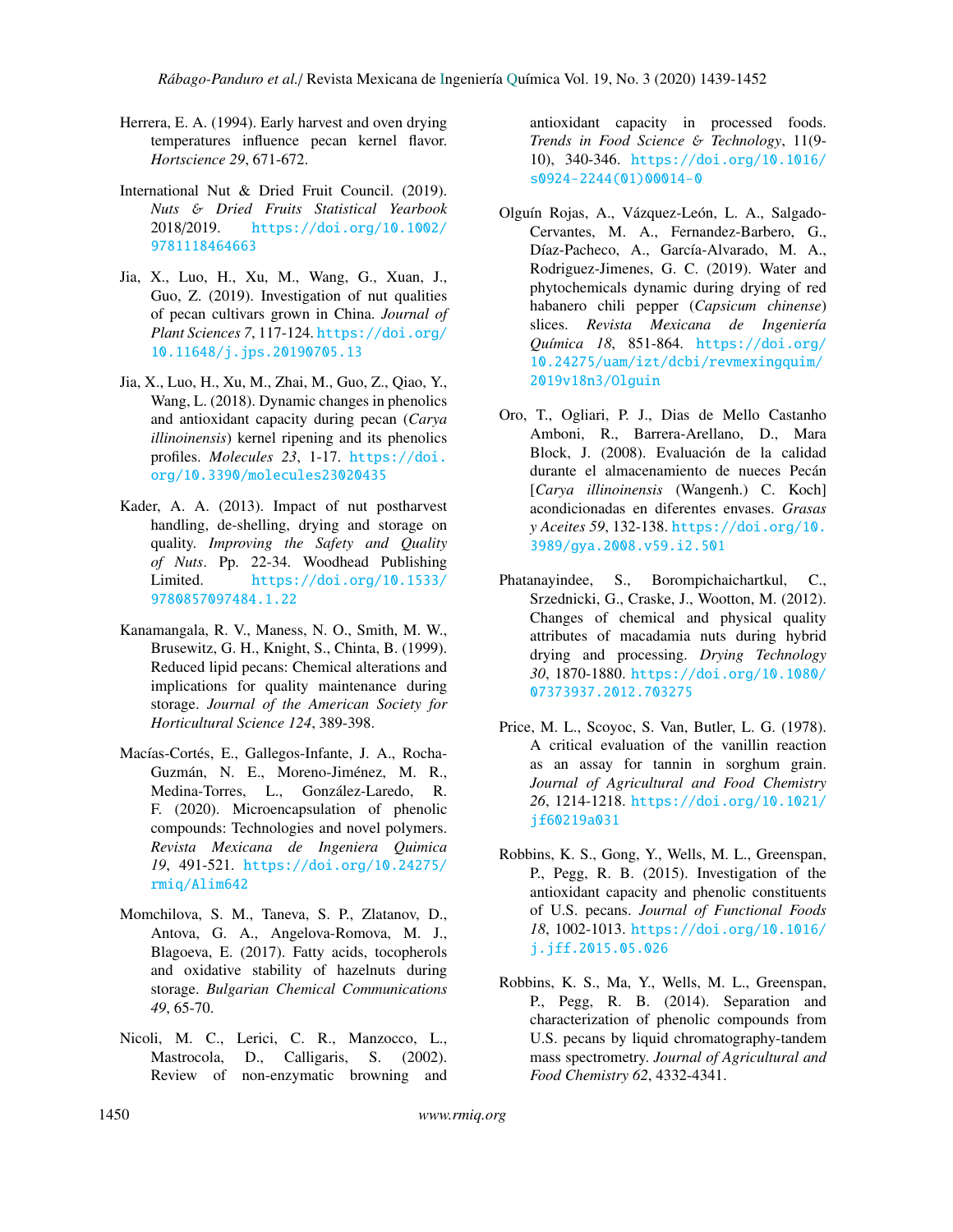Herrera, E. A. (1994). Early harvest and oven drying temperatures influence pecan kernel flavor. *Hortscience 29*, 671-672.

International Nut & Dried Fruit Council. (2019). *Nuts & Dried Fruits Statistical Yearbook* 2018/2019. https://doi.org/10.1002/9781118464663

Jia, X., Luo, H., Xu, M., Wang, G., Xuan, J., Guo, Z. (2019). Investigation of nut qualities of pecan cultivars grown in China. *Journal of Plant Sciences 7*, 117-124. https://doi.org/10.11648/j.jps.20190705.13

Jia, X., Luo, H., Xu, M., Zhai, M., Guo, Z., Qiao, Y., Wang, L. (2018). Dynamic changes in phenolics and antioxidant capacity during pecan (*Carya illinoinensis*) kernel ripening and its phenolics profiles. *Molecules 23*, 1-17. https://doi.org/10.3390/molecules23020435

Kader, A. A. (2013). Impact of nut postharvest handling, de-shelling, drying and storage on quality. *Improving the Safety and Quality of Nuts*. Pp. 22-34. Woodhead Publishing Limited. https://doi.org/10.1533/9780857097484.1.22

Kanamangala, R. V., Maness, N. O., Smith, M. W., Brusewitz, G. H., Knight, S., Chinta, B. (1999). Reduced lipid pecans: Chemical alterations and implications for quality maintenance during storage. *Journal of the American Society for Horticultural Science 124*, 389-398.

Macías-Cortés, E., Gallegos-Infante, J. A., Rocha-Guzmán, N. E., Moreno-Jiménez, M. R., Medina-Torres, L., González-Laredo, R. F. (2020). Microencapsulation of phenolic compounds: Technologies and novel polymers. *Revista Mexicana de Ingeniera Quimica 19*, 491-521. https://doi.org/10.24275/rmiq/Alim642

Momchilova, S. M., Taneva, S. P., Zlatanov, D., Antova, G. A., Angelova-Romova, M. J., Blagoeva, E. (2017). Fatty acids, tocopherols and oxidative stability of hazelnuts during storage. *Bulgarian Chemical Communications 49*, 65-70.

Nicoli, M. C., Lerici, C. R., Manzocco, L., Mastrocola, D., Calligaris, S. (2002). Review of non-enzymatic browning and antioxidant capacity in processed foods. *Trends in Food Science & Technology*, 11(9-10), 340-346. https://doi.org/10.1016/s0924-2244(01)00014-0

Olguín Rojas, A., Vázquez-León, L. A., Salgado-Cervantes, M. A., Fernandez-Barbero, G., Díaz-Pacheco, A., García-Alvarado, M. A., Rodriguez-Jimenes, G. C. (2019). Water and phytochemicals dynamic during drying of red habanero chili pepper (*Capsicum chinense*) slices. *Revista Mexicana de Ingeniería Química 18*, 851-864. https://doi.org/10.24275/uam/izt/dcbi/revmexingquim/2019v18n3/Olguin

Oro, T., Ogliari, P. J., Dias de Mello Castanho Amboni, R., Barrera-Arellano, D., Mara Block, J. (2008). Evaluación de la calidad durante el almacenamiento de nueces Pecán [*Carya illinoinensis* (Wangenh.) C. Koch] acondicionadas en diferentes envases. *Grasas y Aceites 59*, 132-138. https://doi.org/10.3989/gya.2008.v59.i2.501

Phatanayindee, S., Borompichaichartkul, C., Srzednicki, G., Craske, J., Wootton, M. (2012). Changes of chemical and physical quality attributes of macadamia nuts during hybrid drying and processing. *Drying Technology 30*, 1870-1880. https://doi.org/10.1080/07373937.2012.703275

Price, M. L., Scoyoc, S. Van, Butler, L. G. (1978). A critical evaluation of the vanillin reaction as an assay for tannin in sorghum grain. *Journal of Agricultural and Food Chemistry 26*, 1214-1218. https://doi.org/10.1021/jf60219a031

Robbins, K. S., Gong, Y., Wells, M. L., Greenspan, P., Pegg, R. B. (2015). Investigation of the antioxidant capacity and phenolic constituents of U.S. pecans. *Journal of Functional Foods 18*, 1002-1013. https://doi.org/10.1016/j.jff.2015.05.026

Robbins, K. S., Ma, Y., Wells, M. L., Greenspan, P., Pegg, R. B. (2014). Separation and characterization of phenolic compounds from U.S. pecans by liquid chromatography-tandem mass spectrometry. *Journal of Agricultural and Food Chemistry 62*, 4332-4341.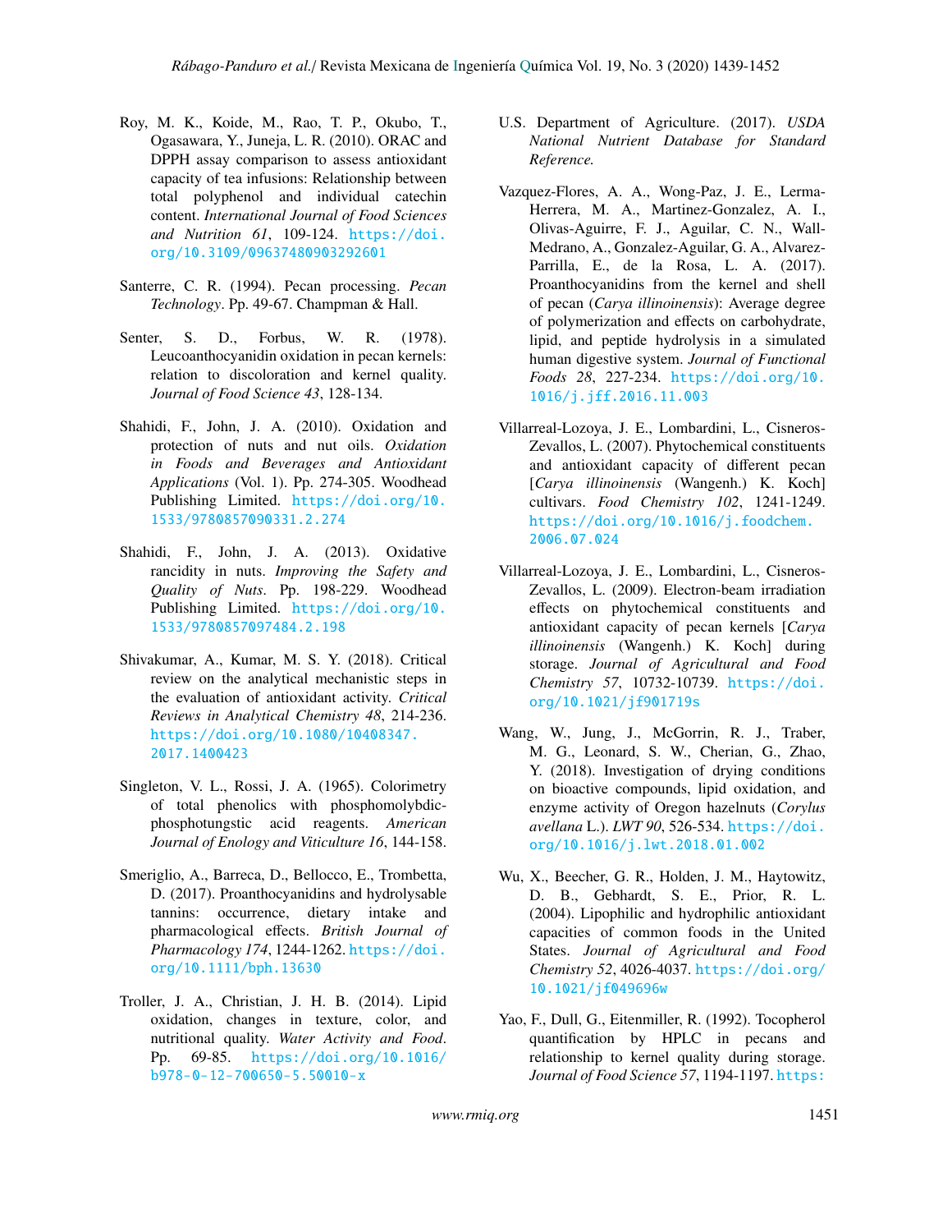Roy, M. K., Koide, M., Rao, T. P., Okubo, T., Ogasawara, Y., Juneja, L. R. (2010). ORAC and DPPH assay comparison to assess antioxidant capacity of tea infusions: Relationship between total polyphenol and individual catechin content. *International Journal of Food Sciences and Nutrition 61*, 109-124. https://doi.org/10.3109/09637480903292601

Santerre, C. R. (1994). Pecan processing. *Pecan Technology*. Pp. 49-67. Champman & Hall.

Senter, S. D., Forbus, W. R. (1978). Leucoanthocyanidin oxidation in pecan kernels: relation to discoloration and kernel quality. *Journal of Food Science 43*, 128-134.

Shahidi, F., John, J. A. (2010). Oxidation and protection of nuts and nut oils. *Oxidation in Foods and Beverages and Antioxidant Applications* (Vol. 1). Pp. 274-305. Woodhead Publishing Limited. https://doi.org/10.1533/9780857090331.2.274

Shahidi, F., John, J. A. (2013). Oxidative rancidity in nuts. *Improving the Safety and Quality of Nuts*. Pp. 198-229. Woodhead Publishing Limited. https://doi.org/10.1533/9780857097484.2.198

Shivakumar, A., Kumar, M. S. Y. (2018). Critical review on the analytical mechanistic steps in the evaluation of antioxidant activity. *Critical Reviews in Analytical Chemistry 48*, 214-236. https://doi.org/10.1080/10408347.2017.1400423

Singleton, V. L., Rossi, J. A. (1965). Colorimetry of total phenolics with phosphomolybdic-phosphotungstic acid reagents. *American Journal of Enology and Viticulture 16*, 144-158.

Smeriglio, A., Barreca, D., Bellocco, E., Trombetta, D. (2017). Proanthocyanidins and hydrolysable tannins: occurrence, dietary intake and pharmacological effects. *British Journal of Pharmacology 174*, 1244-1262. https://doi.org/10.1111/bph.13630

Troller, J. A., Christian, J. H. B. (2014). Lipid oxidation, changes in texture, color, and nutritional quality. *Water Activity and Food*. Pp. 69-85. https://doi.org/10.1016/b978-0-12-700650-5.50010-x

U.S. Department of Agriculture. (2017). *USDA National Nutrient Database for Standard Reference.*

Vazquez-Flores, A. A., Wong-Paz, J. E., Lerma-Herrera, M. A., Martinez-Gonzalez, A. I., Olivas-Aguirre, F. J., Aguilar, C. N., Wall-Medrano, A., Gonzalez-Aguilar, G. A., Alvarez-Parrilla, E., de la Rosa, L. A. (2017). Proanthocyanidins from the kernel and shell of pecan (*Carya illinoinensis*): Average degree of polymerization and effects on carbohydrate, lipid, and peptide hydrolysis in a simulated human digestive system. *Journal of Functional Foods 28*, 227-234. https://doi.org/10.1016/j.jff.2016.11.003

Villarreal-Lozoya, J. E., Lombardini, L., Cisneros-Zevallos, L. (2007). Phytochemical constituents and antioxidant capacity of different pecan [*Carya illinoinensis* (Wangenh.) K. Koch] cultivars. *Food Chemistry 102*, 1241-1249. https://doi.org/10.1016/j.foodchem.2006.07.024

Villarreal-Lozoya, J. E., Lombardini, L., Cisneros-Zevallos, L. (2009). Electron-beam irradiation effects on phytochemical constituents and antioxidant capacity of pecan kernels [*Carya illinoinensis* (Wangenh.) K. Koch] during storage. *Journal of Agricultural and Food Chemistry 57*, 10732-10739. https://doi.org/10.1021/jf901719s

Wang, W., Jung, J., McGorrin, R. J., Traber, M. G., Leonard, S. W., Cherian, G., Zhao, Y. (2018). Investigation of drying conditions on bioactive compounds, lipid oxidation, and enzyme activity of Oregon hazelnuts (*Corylus avellana* L.). *LWT 90*, 526-534. https://doi.org/10.1016/j.lwt.2018.01.002

Wu, X., Beecher, G. R., Holden, J. M., Haytowitz, D. B., Gebhardt, S. E., Prior, R. L. (2004). Lipophilic and hydrophilic antioxidant capacities of common foods in the United States. *Journal of Agricultural and Food Chemistry 52*, 4026-4037. https://doi.org/10.1021/jf049696w

Yao, F., Dull, G., Eitenmiller, R. (1992). Tocopherol quantification by HPLC in pecans and relationship to kernel quality during storage. *Journal of Food Science 57*, 1194-1197. https: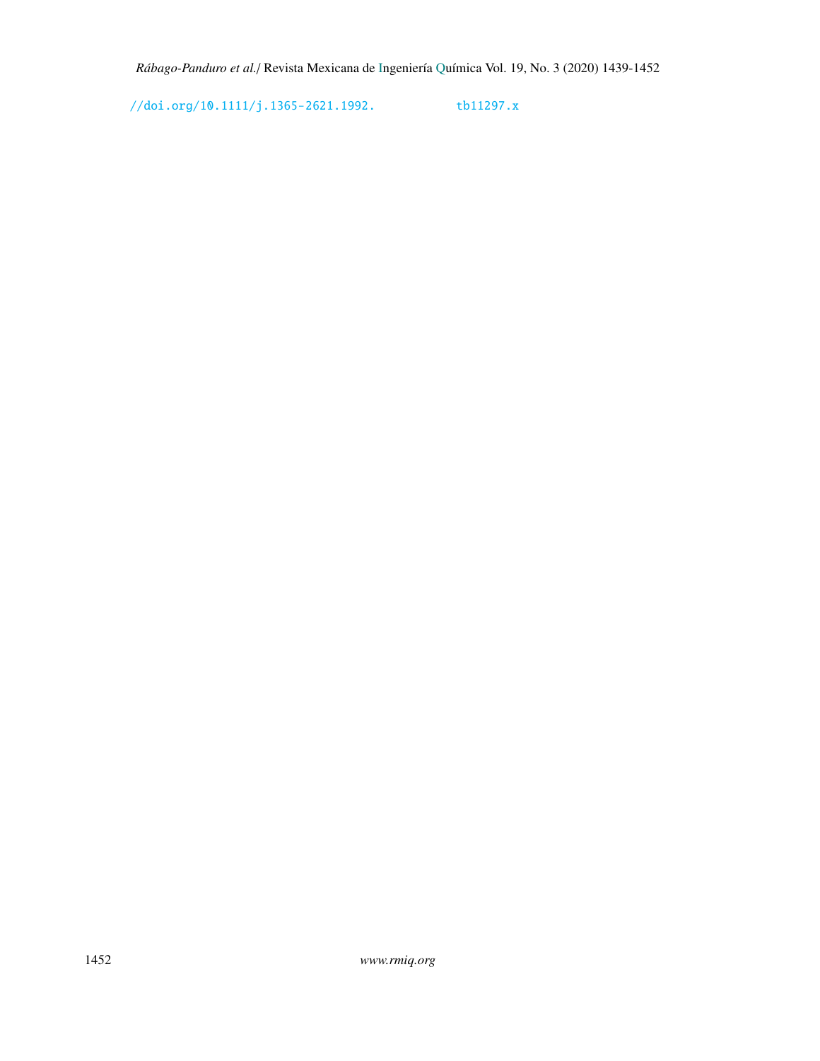//doi.org/10.1111/j.1365-2621.1992.tb11297.x